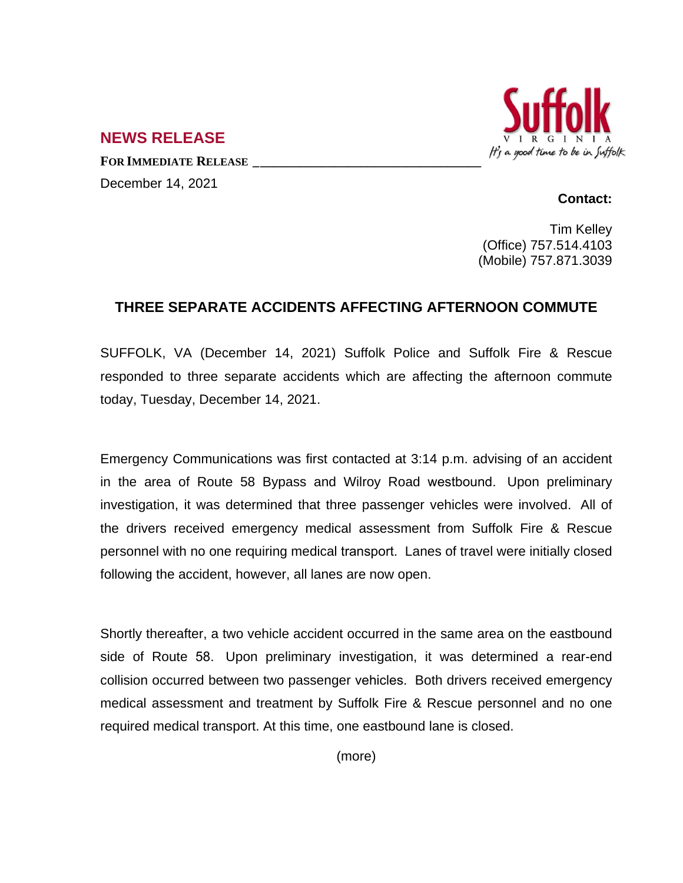## NEWS RELEASE

**FOR IMMEDIATE RELEASE**

December 14, 2021

**Contact:**

Tim Kelley
(Office) 757.514.4103
(Mobile) 757.871.3039

### THREE SEPARATE ACCIDENTS AFFECTING AFTERNOON COMMUTE

SUFFOLK, VA (December 14, 2021) Suffolk Police and Suffolk Fire & Rescue responded to three separate accidents which are affecting the afternoon commute today, Tuesday, December 14, 2021.

Emergency Communications was first contacted at 3:14 p.m. advising of an accident in the area of Route 58 Bypass and Wilroy Road westbound. Upon preliminary investigation, it was determined that three passenger vehicles were involved. All of the drivers received emergency medical assessment from Suffolk Fire & Rescue personnel with no one requiring medical transport. Lanes of travel were initially closed following the accident, however, all lanes are now open.

Shortly thereafter, a two vehicle accident occurred in the same area on the eastbound side of Route 58. Upon preliminary investigation, it was determined a rear-end collision occurred between two passenger vehicles. Both drivers received emergency medical assessment and treatment by Suffolk Fire & Rescue personnel and no one required medical transport. At this time, one eastbound lane is closed.

(more)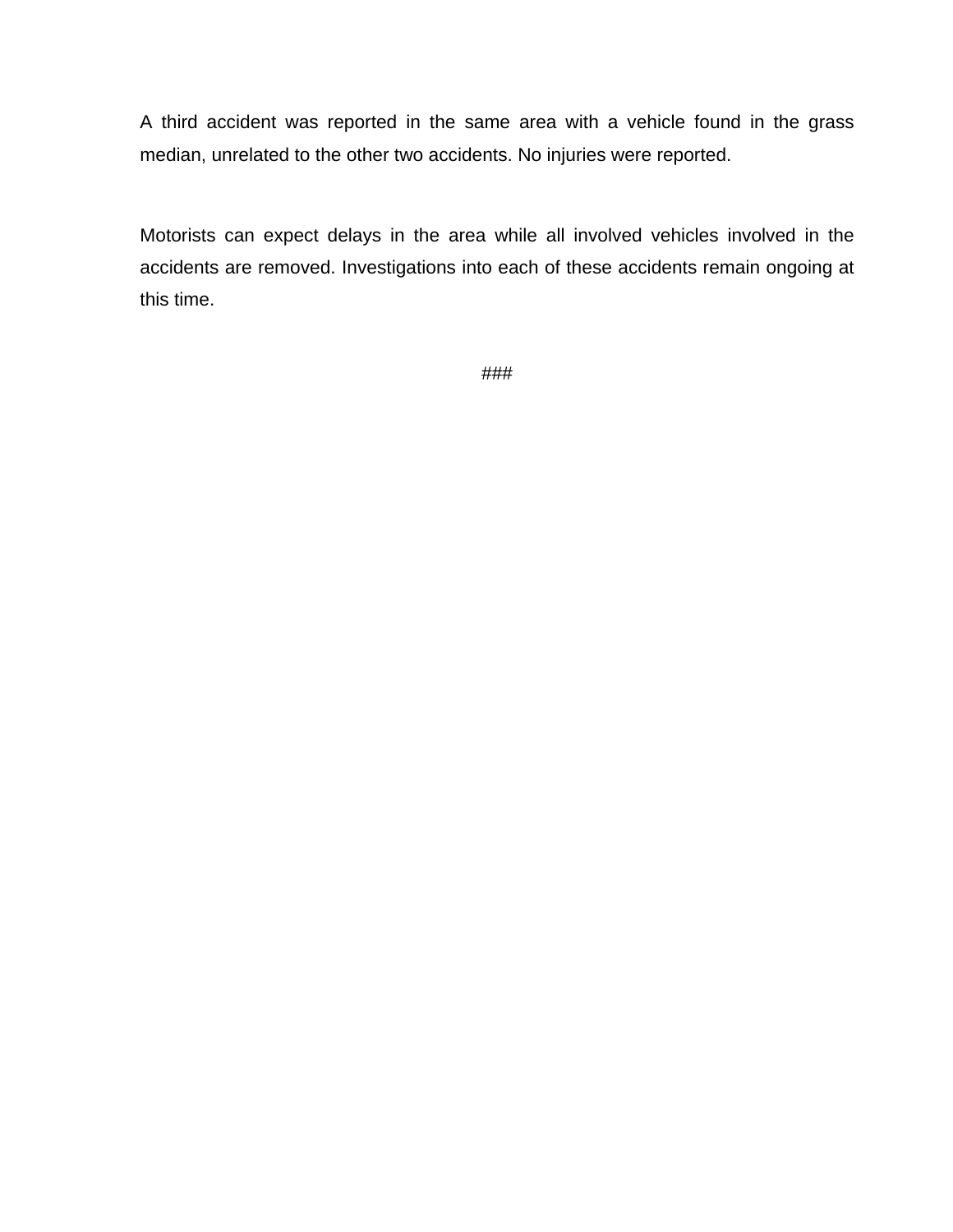A third accident was reported in the same area with a vehicle found in the grass median, unrelated to the other two accidents. No injuries were reported.

Motorists can expect delays in the area while all involved vehicles involved in the accidents are removed. Investigations into each of these accidents remain ongoing at this time.

###